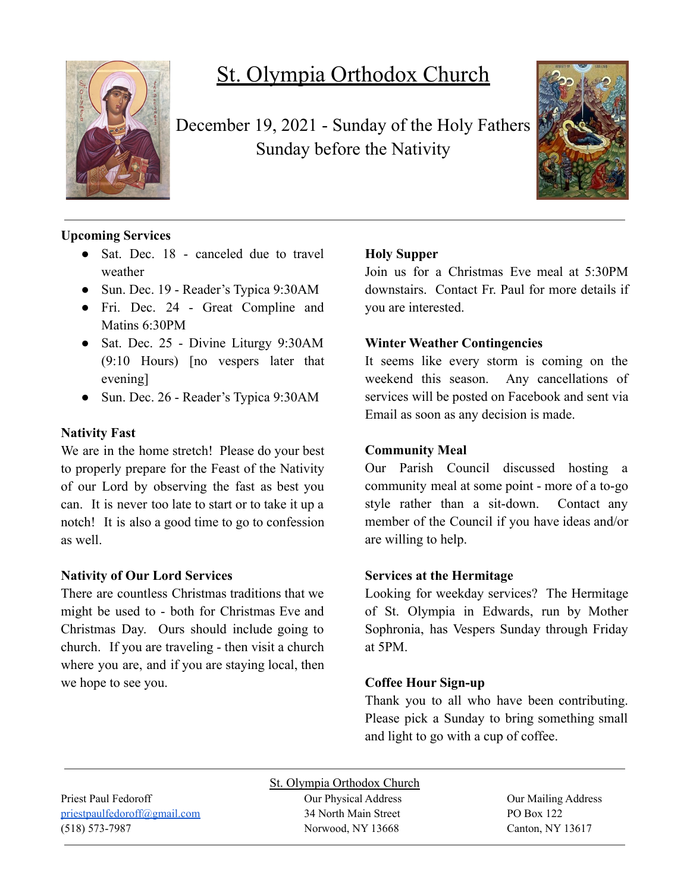

# St. Olympia Orthodox Church

December 19, 2021 - Sunday of the Holy Fathers Sunday before the Nativity



## **Upcoming Services**

- Sat. Dec. 18 canceled due to travel weather
- Sun. Dec. 19 Reader's Typica 9:30AM
- Fri. Dec. 24 Great Compline and Matins 6:30PM
- Sat. Dec. 25 Divine Liturgy 9:30AM (9:10 Hours) [no vespers later that evening]
- Sun. Dec. 26 Reader's Typica 9:30AM

## **Nativity Fast**

We are in the home stretch! Please do your best to properly prepare for the Feast of the Nativity of our Lord by observing the fast as best you can. It is never too late to start or to take it up a notch! It is also a good time to go to confession as well.

## **Nativity of Our Lord Services**

There are countless Christmas traditions that we might be used to - both for Christmas Eve and Christmas Day. Ours should include going to church. If you are traveling - then visit a church where you are, and if you are staying local, then we hope to see you.

## **Holy Supper**

Join us for a Christmas Eve meal at 5:30PM downstairs. Contact Fr. Paul for more details if you are interested.

## **Winter Weather Contingencies**

It seems like every storm is coming on the weekend this season. Any cancellations of services will be posted on Facebook and sent via Email as soon as any decision is made.

#### **Community Meal**

Our Parish Council discussed hosting a community meal at some point - more of a to-go style rather than a sit-down. Contact any member of the Council if you have ideas and/or are willing to help.

## **Services at the Hermitage**

Looking for weekday services? The Hermitage of St. Olympia in Edwards, run by Mother Sophronia, has Vespers Sunday through Friday at 5PM.

## **Coffee Hour Sign-up**

Thank you to all who have been contributing. Please pick a Sunday to bring something small and light to go with a cup of coffee.

Priest Paul Fedoroff Our Physical Address Our Mailing Address [priestpaulfedoroff@gmail.com](mailto:priestpaulfedoroff@gmail.com) 34 North Main Street PO Box 122 (518) 573-7987 Norwood, NY 13668 Canton, NY 13617

St. Olympia Orthodox Church